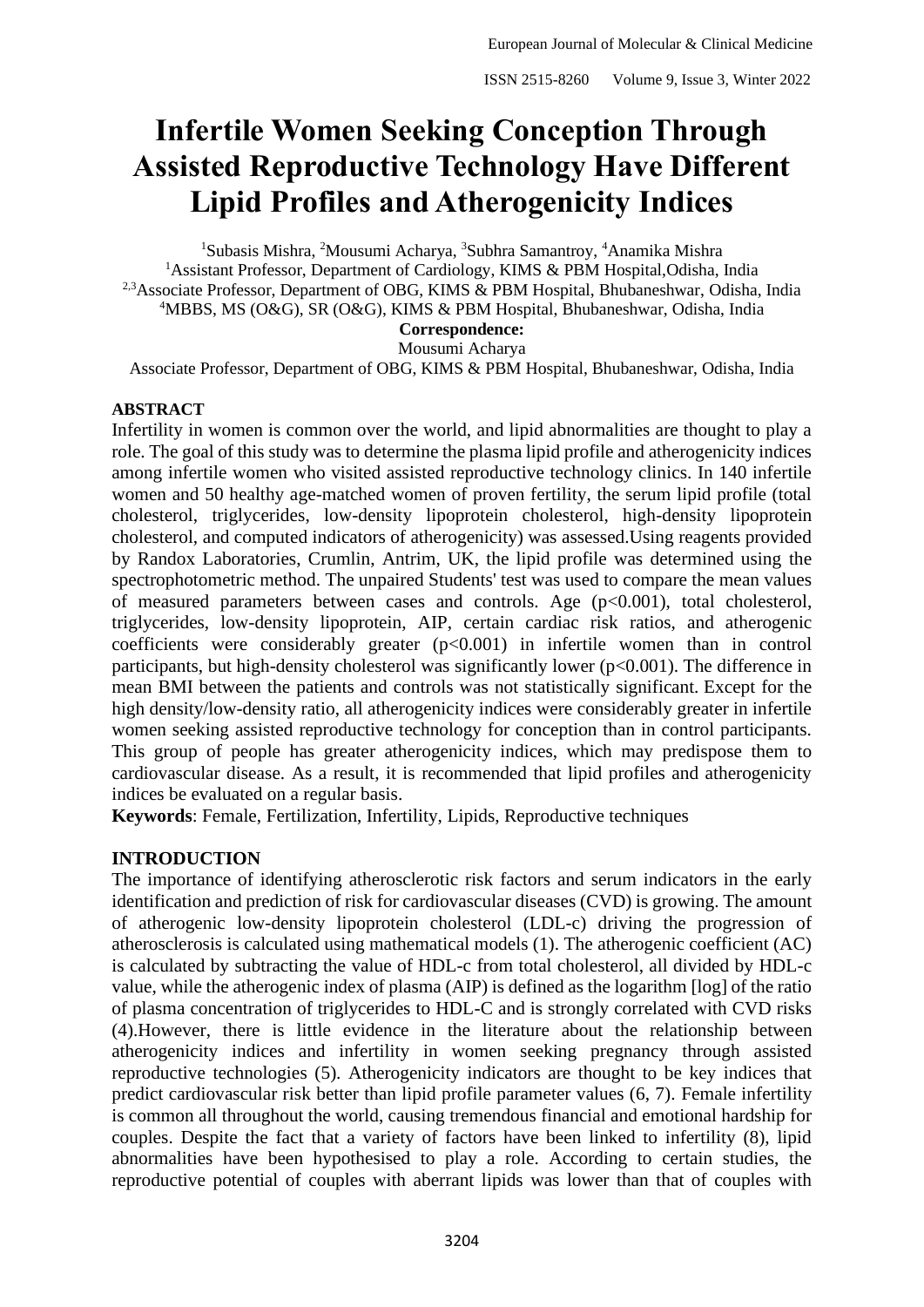# Infertile Women Seeking Conception Through Assisted Reproductive Technology Have Different Lipid Profiles and Atherogenicity Indices

[1]Subasis Mishra, [2]Mousumi Acharya, [3]Subhra Samantroy, [4]Anamika Mishra

[1]Assistant Professor, Department of Cardiology, KIMS & PBM Hospital,Odisha, India

[2,3]Associate Professor, Department of OBG, KIMS & PBM Hospital, Bhubaneshwar, Odisha, India

[4]MBBS, MS (O&G), SR (O&G), KIMS & PBM Hospital, Bhubaneshwar, Odisha, India

**Correspondence:**

Mousumi Acharya

Associate Professor, Department of OBG, KIMS & PBM Hospital, Bhubaneshwar, Odisha, India

## ABSTRACT

Infertility in women is common over the world, and lipid abnormalities are thought to play a role. The goal of this study was to determine the plasma lipid profile and atherogenicity indices among infertile women who visited assisted reproductive technology clinics. In 140 infertile women and 50 healthy age-matched women of proven fertility, the serum lipid profile (total cholesterol, triglycerides, low-density lipoprotein cholesterol, high-density lipoprotein cholesterol, and computed indicators of atherogenicity) was assessed.Using reagents provided by Randox Laboratories, Crumlin, Antrim, UK, the lipid profile was determined using the spectrophotometric method. The unpaired Students' test was used to compare the mean values of measured parameters between cases and controls. Age ($p<0.001$), total cholesterol, triglycerides, low-density lipoprotein, AIP, certain cardiac risk ratios, and atherogenic coefficients were considerably greater ($p<0.001$) in infertile women than in control participants, but high-density cholesterol was significantly lower ($p<0.001$). The difference in mean BMI between the patients and controls was not statistically significant. Except for the high density/low-density ratio, all atherogenicity indices were considerably greater in infertile women seeking assisted reproductive technology for conception than in control participants. This group of people has greater atherogenicity indices, which may predispose them to cardiovascular disease. As a result, it is recommended that lipid profiles and atherogenicity indices be evaluated on a regular basis.

**Keywords**: Female, Fertilization, Infertility, Lipids, Reproductive techniques

## INTRODUCTION

The importance of identifying atherosclerotic risk factors and serum indicators in the early identification and prediction of risk for cardiovascular diseases (CVD) is growing. The amount of atherogenic low-density lipoprotein cholesterol (LDL-c) driving the progression of atherosclerosis is calculated using mathematical models (1). The atherogenic coefficient (AC) is calculated by subtracting the value of HDL-c from total cholesterol, all divided by HDL-c value, while the atherogenic index of plasma (AIP) is defined as the logarithm [log] of the ratio of plasma concentration of triglycerides to HDL-C and is strongly correlated with CVD risks (4).However, there is little evidence in the literature about the relationship between atherogenicity indices and infertility in women seeking pregnancy through assisted reproductive technologies (5). Atherogenicity indicators are thought to be key indices that predict cardiovascular risk better than lipid profile parameter values (6, 7). Female infertility is common all throughout the world, causing tremendous financial and emotional hardship for couples. Despite the fact that a variety of factors have been linked to infertility (8), lipid abnormalities have been hypothesised to play a role. According to certain studies, the reproductive potential of couples with aberrant lipids was lower than that of couples with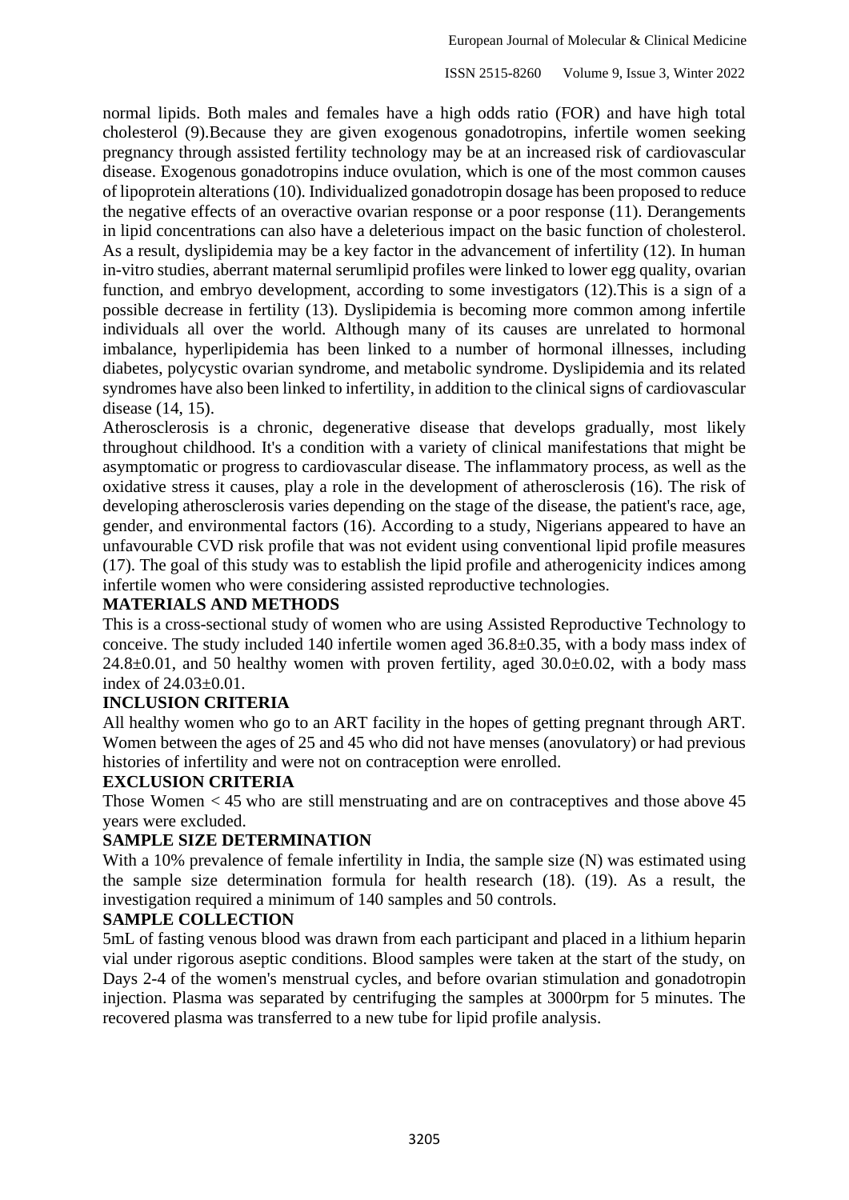normal lipids. Both males and females have a high odds ratio (FOR) and have high total cholesterol (9).Because they are given exogenous gonadotropins, infertile women seeking pregnancy through assisted fertility technology may be at an increased risk of cardiovascular disease. Exogenous gonadotropins induce ovulation, which is one of the most common causes of lipoprotein alterations (10). Individualized gonadotropin dosage has been proposed to reduce the negative effects of an overactive ovarian response or a poor response (11). Derangements in lipid concentrations can also have a deleterious impact on the basic function of cholesterol. As a result, dyslipidemia may be a key factor in the advancement of infertility (12). In human in-vitro studies, aberrant maternal serumlipid profiles were linked to lower egg quality, ovarian function, and embryo development, according to some investigators (12).This is a sign of a possible decrease in fertility (13). Dyslipidemia is becoming more common among infertile individuals all over the world. Although many of its causes are unrelated to hormonal imbalance, hyperlipidemia has been linked to a number of hormonal illnesses, including diabetes, polycystic ovarian syndrome, and metabolic syndrome. Dyslipidemia and its related syndromes have also been linked to infertility, in addition to the clinical signs of cardiovascular disease (14, 15).

Atherosclerosis is a chronic, degenerative disease that develops gradually, most likely throughout childhood. It's a condition with a variety of clinical manifestations that might be asymptomatic or progress to cardiovascular disease. The inflammatory process, as well as the oxidative stress it causes, play a role in the development of atherosclerosis (16). The risk of developing atherosclerosis varies depending on the stage of the disease, the patient's race, age, gender, and environmental factors (16). According to a study, Nigerians appeared to have an unfavourable CVD risk profile that was not evident using conventional lipid profile measures (17). The goal of this study was to establish the lipid profile and atherogenicity indices among infertile women who were considering assisted reproductive technologies.

## MATERIALS AND METHODS

This is a cross-sectional study of women who are using Assisted Reproductive Technology to conceive. The study included 140 infertile women aged 36.8±0.35, with a body mass index of 24.8±0.01, and 50 healthy women with proven fertility, aged 30.0±0.02, with a body mass index of 24.03±0.01.

## INCLUSION CRITERIA

All healthy women who go to an ART facility in the hopes of getting pregnant through ART. Women between the ages of 25 and 45 who did not have menses (anovulatory) or had previous histories of infertility and were not on contraception were enrolled.

## EXCLUSION CRITERIA

Those Women < 45 who are still menstruating and are on contraceptives and those above 45 years were excluded.

## SAMPLE SIZE DETERMINATION

With a 10% prevalence of female infertility in India, the sample size (N) was estimated using the sample size determination formula for health research (18). (19). As a result, the investigation required a minimum of 140 samples and 50 controls.

## SAMPLE COLLECTION

5mL of fasting venous blood was drawn from each participant and placed in a lithium heparin vial under rigorous aseptic conditions. Blood samples were taken at the start of the study, on Days 2-4 of the women's menstrual cycles, and before ovarian stimulation and gonadotropin injection. Plasma was separated by centrifuging the samples at 3000rpm for 5 minutes. The recovered plasma was transferred to a new tube for lipid profile analysis.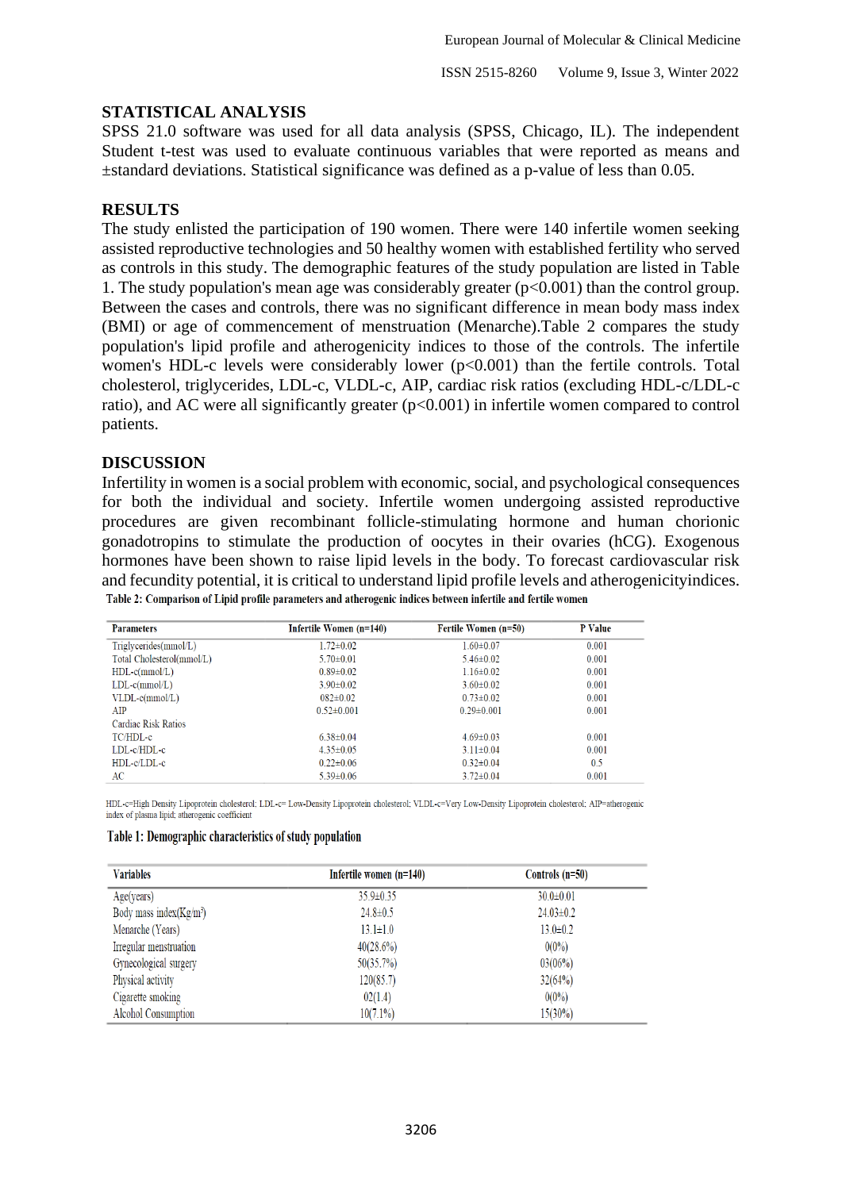## STATISTICAL ANALYSIS

SPSS 21.0 software was used for all data analysis (SPSS, Chicago, IL). The independent Student t-test was used to evaluate continuous variables that were reported as means and ±standard deviations. Statistical significance was defined as a p-value of less than 0.05.

## RESULTS

The study enlisted the participation of 190 women. There were 140 infertile women seeking assisted reproductive technologies and 50 healthy women with established fertility who served as controls in this study. The demographic features of the study population are listed in Table 1. The study population's mean age was considerably greater ($p<0.001$) than the control group. Between the cases and controls, there was no significant difference in mean body mass index (BMI) or age of commencement of menstruation (Menarche).Table 2 compares the study population's lipid profile and atherogenicity indices to those of the controls. The infertile women's HDL-c levels were considerably lower ($p<0.001$) than the fertile controls. Total cholesterol, triglycerides, LDL-c, VLDL-c, AIP, cardiac risk ratios (excluding HDL-c/LDL-c ratio), and AC were all significantly greater ($p<0.001$) in infertile women compared to control patients.

## DISCUSSION

Infertility in women is a social problem with economic, social, and psychological consequences for both the individual and society. Infertile women undergoing assisted reproductive procedures are given recombinant follicle-stimulating hormone and human chorionic gonadotropins to stimulate the production of oocytes in their ovaries (hCG). Exogenous hormones have been shown to raise lipid levels in the body. To forecast cardiovascular risk and fecundity potential, it is critical to understand lipid profile levels and atherogenicityindices.

**Table 2: Comparison of Lipid profile parameters and atherogenic indices between infertile and fertile women**

| Parameters | Infertile Women (n=140) | Fertile Women (n=50) | P Value |
|---|---|---|---|
| Triglycerides(mmol/L) | 1.72±0.02 | 1.60±0.07 | 0.001 |
| Total Cholesterol(mmol/L) | 5.70±0.01 | 5.46±0.02 | 0.001 |
| HDL-c(mmol/L) | 0.89±0.02 | 1.16±0.02 | 0.001 |
| LDL-c(mmol/L) | 3.90±0.02 | 3.60±0.02 | 0.001 |
| VLDL-c(mmol/L) | 082±0.02 | 0.73±0.02 | 0.001 |
| AIP | 0.52±0.001 | 0.29±0.001 | 0.001 |
| Cardiac Risk Ratios | | | |
| TC/HDL-c | 6.38±0.04 | 4.69±0.03 | 0.001 |
| LDL-c/HDL-c | 4.35±0.05 | 3.11±0.04 | 0.001 |
| HDL-c/LDL-c | 0.22±0.06 | 0.32±0.04 | 0.5 |
| AC | 5.39±0.06 | 3.72±0.04 | 0.001 |

HDL-c=High Density Lipoprotein cholesterol; LDL-c= Low-Density Lipoprotein cholesterol; VLDL-c=Very Low-Density Lipoprotein cholesterol; AIP=atherogenic index of plasma lipid; atherogenic coefficient

**Table 1: Demographic characteristics of study population**

| Variables | Infertile women (n=140) | Controls (n=50) |
|---|---|---|
| Age(years) | 35.9±0.35 | 30.0±0.01 |
| Body mass index(Kg/m²) | 24.8±0.5 | 24.03±0.2 |
| Menarche (Years) | 13.1±1.0 | 13.0±0.2 |
| Irregular menstruation | 40(28.6%) | 0(0%) |
| Gynecological surgery | 50(35.7%) | 03(06%) |
| Physical activity | 120(85.7) | 32(64%) |
| Cigarette smoking | 02(1.4) | 0(0%) |
| Alcohol Consumption | 10(7.1%) | 15(30%) |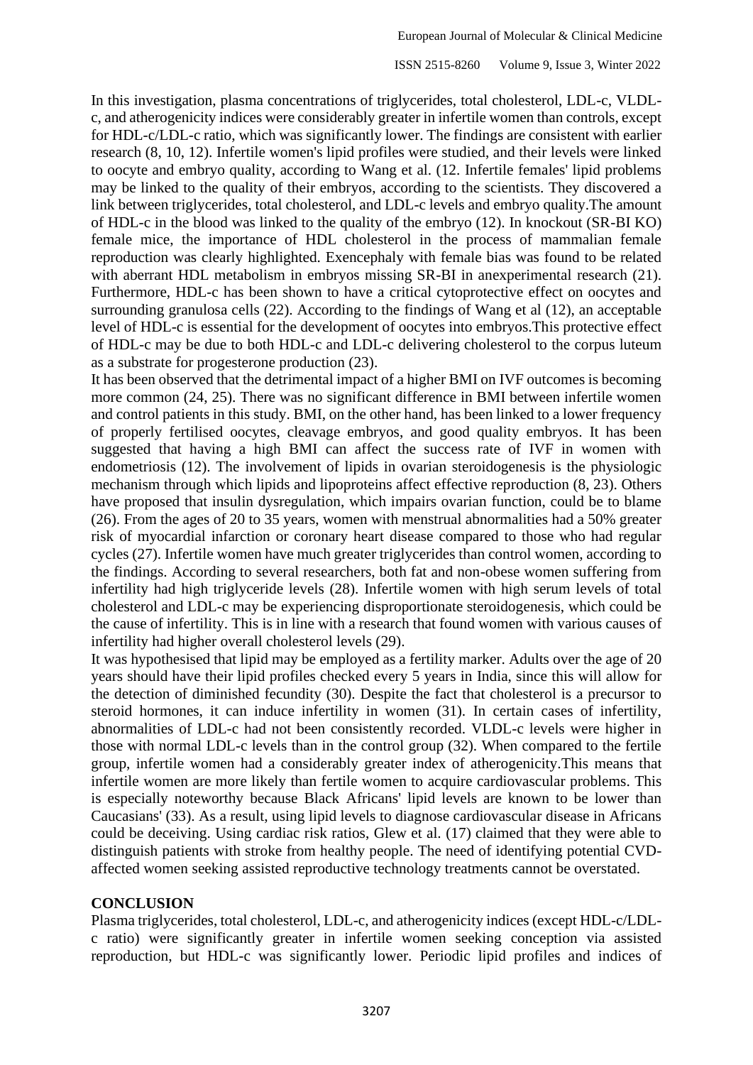In this investigation, plasma concentrations of triglycerides, total cholesterol, LDL-c, VLDL-c, and atherogenicity indices were considerably greater in infertile women than controls, except for HDL-c/LDL-c ratio, which was significantly lower. The findings are consistent with earlier research (8, 10, 12). Infertile women's lipid profiles were studied, and their levels were linked to oocyte and embryo quality, according to Wang et al. (12. Infertile females' lipid problems may be linked to the quality of their embryos, according to the scientists. They discovered a link between triglycerides, total cholesterol, and LDL-c levels and embryo quality.The amount of HDL-c in the blood was linked to the quality of the embryo (12). In knockout (SR-BI KO) female mice, the importance of HDL cholesterol in the process of mammalian female reproduction was clearly highlighted. Exencephaly with female bias was found to be related with aberrant HDL metabolism in embryos missing SR-BI in anexperimental research (21). Furthermore, HDL-c has been shown to have a critical cytoprotective effect on oocytes and surrounding granulosa cells (22). According to the findings of Wang et al (12), an acceptable level of HDL-c is essential for the development of oocytes into embryos.This protective effect of HDL-c may be due to both HDL-c and LDL-c delivering cholesterol to the corpus luteum as a substrate for progesterone production (23).

It has been observed that the detrimental impact of a higher BMI on IVF outcomes is becoming more common (24, 25). There was no significant difference in BMI between infertile women and control patients in this study. BMI, on the other hand, has been linked to a lower frequency of properly fertilised oocytes, cleavage embryos, and good quality embryos. It has been suggested that having a high BMI can affect the success rate of IVF in women with endometriosis (12). The involvement of lipids in ovarian steroidogenesis is the physiologic mechanism through which lipids and lipoproteins affect effective reproduction (8, 23). Others have proposed that insulin dysregulation, which impairs ovarian function, could be to blame (26). From the ages of 20 to 35 years, women with menstrual abnormalities had a 50% greater risk of myocardial infarction or coronary heart disease compared to those who had regular cycles (27). Infertile women have much greater triglycerides than control women, according to the findings. According to several researchers, both fat and non-obese women suffering from infertility had high triglyceride levels (28). Infertile women with high serum levels of total cholesterol and LDL-c may be experiencing disproportionate steroidogenesis, which could be the cause of infertility. This is in line with a research that found women with various causes of infertility had higher overall cholesterol levels (29).

It was hypothesised that lipid may be employed as a fertility marker. Adults over the age of 20 years should have their lipid profiles checked every 5 years in India, since this will allow for the detection of diminished fecundity (30). Despite the fact that cholesterol is a precursor to steroid hormones, it can induce infertility in women (31). In certain cases of infertility, abnormalities of LDL-c had not been consistently recorded. VLDL-c levels were higher in those with normal LDL-c levels than in the control group (32). When compared to the fertile group, infertile women had a considerably greater index of atherogenicity.This means that infertile women are more likely than fertile women to acquire cardiovascular problems. This is especially noteworthy because Black Africans' lipid levels are known to be lower than Caucasians' (33). As a result, using lipid levels to diagnose cardiovascular disease in Africans could be deceiving. Using cardiac risk ratios, Glew et al. (17) claimed that they were able to distinguish patients with stroke from healthy people. The need of identifying potential CVD-affected women seeking assisted reproductive technology treatments cannot be overstated.

## CONCLUSION

Plasma triglycerides, total cholesterol, LDL-c, and atherogenicity indices (except HDL-c/LDL-c ratio) were significantly greater in infertile women seeking conception via assisted reproduction, but HDL-c was significantly lower. Periodic lipid profiles and indices of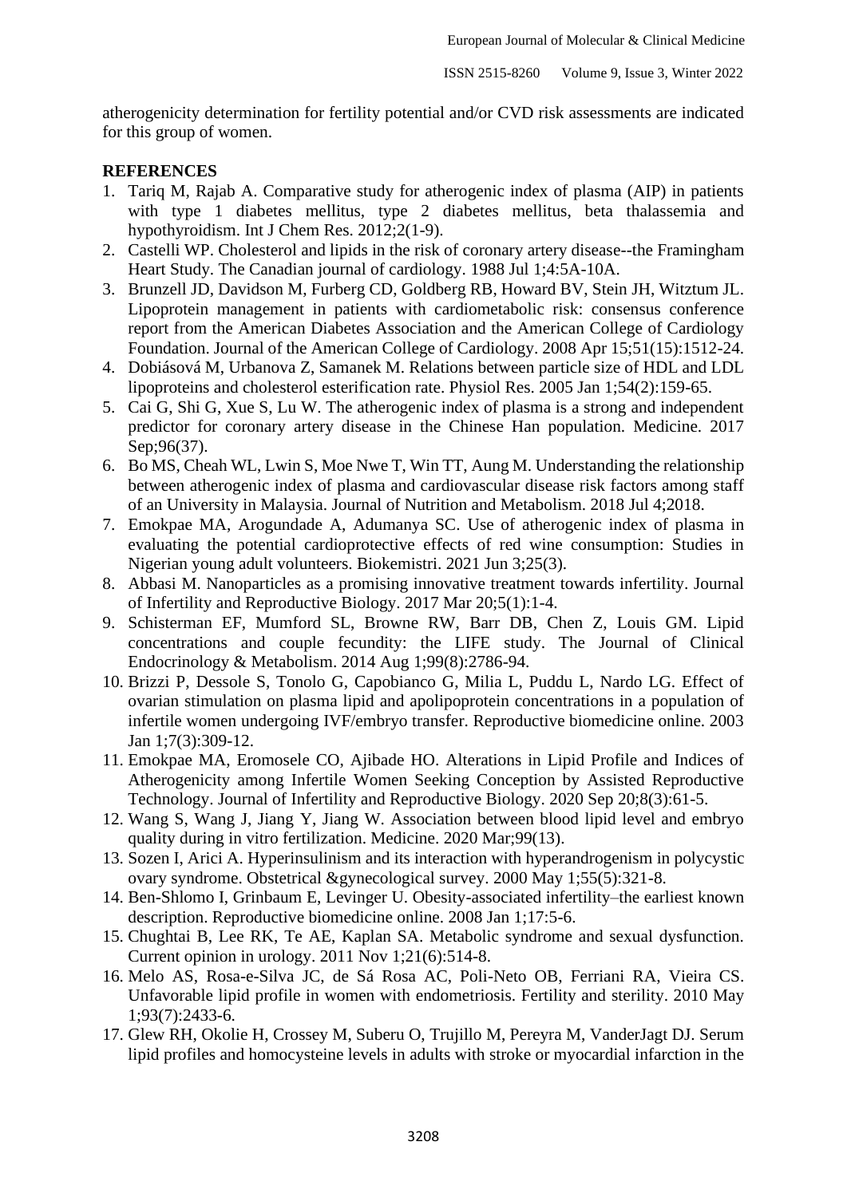atherogenicity determination for fertility potential and/or CVD risk assessments are indicated for this group of women.

## REFERENCES

1. Tariq M, Rajab A. Comparative study for atherogenic index of plasma (AIP) in patients with type 1 diabetes mellitus, type 2 diabetes mellitus, beta thalassemia and hypothyroidism. Int J Chem Res. 2012;2(1-9).
2. Castelli WP. Cholesterol and lipids in the risk of coronary artery disease--the Framingham Heart Study. The Canadian journal of cardiology. 1988 Jul 1;4:5A-10A.
3. Brunzell JD, Davidson M, Furberg CD, Goldberg RB, Howard BV, Stein JH, Witztum JL. Lipoprotein management in patients with cardiometabolic risk: consensus conference report from the American Diabetes Association and the American College of Cardiology Foundation. Journal of the American College of Cardiology. 2008 Apr 15;51(15):1512-24.
4. Dobiásová M, Urbanova Z, Samanek M. Relations between particle size of HDL and LDL lipoproteins and cholesterol esterification rate. Physiol Res. 2005 Jan 1;54(2):159-65.
5. Cai G, Shi G, Xue S, Lu W. The atherogenic index of plasma is a strong and independent predictor for coronary artery disease in the Chinese Han population. Medicine. 2017 Sep;96(37).
6. Bo MS, Cheah WL, Lwin S, Moe Nwe T, Win TT, Aung M. Understanding the relationship between atherogenic index of plasma and cardiovascular disease risk factors among staff of an University in Malaysia. Journal of Nutrition and Metabolism. 2018 Jul 4;2018.
7. Emokpae MA, Arogundade A, Adumanya SC. Use of atherogenic index of plasma in evaluating the potential cardioprotective effects of red wine consumption: Studies in Nigerian young adult volunteers. Biokemistri. 2021 Jun 3;25(3).
8. Abbasi M. Nanoparticles as a promising innovative treatment towards infertility. Journal of Infertility and Reproductive Biology. 2017 Mar 20;5(1):1-4.
9. Schisterman EF, Mumford SL, Browne RW, Barr DB, Chen Z, Louis GM. Lipid concentrations and couple fecundity: the LIFE study. The Journal of Clinical Endocrinology & Metabolism. 2014 Aug 1;99(8):2786-94.
10. Brizzi P, Dessole S, Tonolo G, Capobianco G, Milia L, Puddu L, Nardo LG. Effect of ovarian stimulation on plasma lipid and apolipoprotein concentrations in a population of infertile women undergoing IVF/embryo transfer. Reproductive biomedicine online. 2003 Jan 1;7(3):309-12.
11. Emokpae MA, Eromosele CO, Ajibade HO. Alterations in Lipid Profile and Indices of Atherogenicity among Infertile Women Seeking Conception by Assisted Reproductive Technology. Journal of Infertility and Reproductive Biology. 2020 Sep 20;8(3):61-5.
12. Wang S, Wang J, Jiang Y, Jiang W. Association between blood lipid level and embryo quality during in vitro fertilization. Medicine. 2020 Mar;99(13).
13. Sozen I, Arici A. Hyperinsulinism and its interaction with hyperandrogenism in polycystic ovary syndrome. Obstetrical &gynecological survey. 2000 May 1;55(5):321-8.
14. Ben-Shlomo I, Grinbaum E, Levinger U. Obesity-associated infertility–the earliest known description. Reproductive biomedicine online. 2008 Jan 1;17:5-6.
15. Chughtai B, Lee RK, Te AE, Kaplan SA. Metabolic syndrome and sexual dysfunction. Current opinion in urology. 2011 Nov 1;21(6):514-8.
16. Melo AS, Rosa-e-Silva JC, de Sá Rosa AC, Poli-Neto OB, Ferriani RA, Vieira CS. Unfavorable lipid profile in women with endometriosis. Fertility and sterility. 2010 May 1;93(7):2433-6.
17. Glew RH, Okolie H, Crossey M, Suberu O, Trujillo M, Pereyra M, VanderJagt DJ. Serum lipid profiles and homocysteine levels in adults with stroke or myocardial infarction in the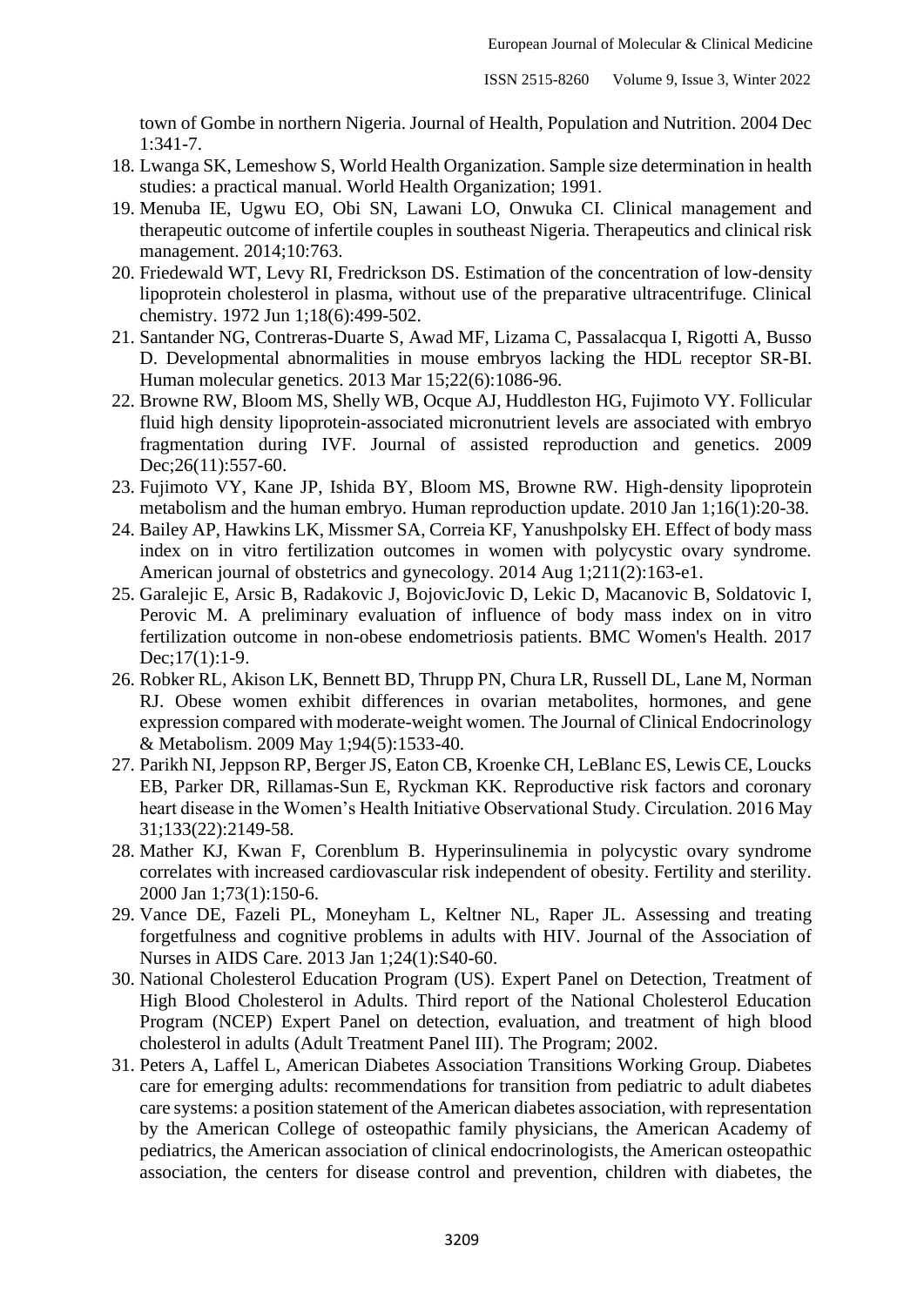town of Gombe in northern Nigeria. Journal of Health, Population and Nutrition. 2004 Dec 1:341-7.

18. Lwanga SK, Lemeshow S, World Health Organization. Sample size determination in health studies: a practical manual. World Health Organization; 1991.
19. Menuba IE, Ugwu EO, Obi SN, Lawani LO, Onwuka CI. Clinical management and therapeutic outcome of infertile couples in southeast Nigeria. Therapeutics and clinical risk management. 2014;10:763.
20. Friedewald WT, Levy RI, Fredrickson DS. Estimation of the concentration of low-density lipoprotein cholesterol in plasma, without use of the preparative ultracentrifuge. Clinical chemistry. 1972 Jun 1;18(6):499-502.
21. Santander NG, Contreras-Duarte S, Awad MF, Lizama C, Passalacqua I, Rigotti A, Busso D. Developmental abnormalities in mouse embryos lacking the HDL receptor SR-BI. Human molecular genetics. 2013 Mar 15;22(6):1086-96.
22. Browne RW, Bloom MS, Shelly WB, Ocque AJ, Huddleston HG, Fujimoto VY. Follicular fluid high density lipoprotein-associated micronutrient levels are associated with embryo fragmentation during IVF. Journal of assisted reproduction and genetics. 2009 Dec;26(11):557-60.
23. Fujimoto VY, Kane JP, Ishida BY, Bloom MS, Browne RW. High-density lipoprotein metabolism and the human embryo. Human reproduction update. 2010 Jan 1;16(1):20-38.
24. Bailey AP, Hawkins LK, Missmer SA, Correia KF, Yanushpolsky EH. Effect of body mass index on in vitro fertilization outcomes in women with polycystic ovary syndrome. American journal of obstetrics and gynecology. 2014 Aug 1;211(2):163-e1.
25. Garalejic E, Arsic B, Radakovic J, BojovicJovic D, Lekic D, Macanovic B, Soldatovic I, Perovic M. A preliminary evaluation of influence of body mass index on in vitro fertilization outcome in non-obese endometriosis patients. BMC Women's Health. 2017 Dec;17(1):1-9.
26. Robker RL, Akison LK, Bennett BD, Thrupp PN, Chura LR, Russell DL, Lane M, Norman RJ. Obese women exhibit differences in ovarian metabolites, hormones, and gene expression compared with moderate-weight women. The Journal of Clinical Endocrinology & Metabolism. 2009 May 1;94(5):1533-40.
27. Parikh NI, Jeppson RP, Berger JS, Eaton CB, Kroenke CH, LeBlanc ES, Lewis CE, Loucks EB, Parker DR, Rillamas-Sun E, Ryckman KK. Reproductive risk factors and coronary heart disease in the Women's Health Initiative Observational Study. Circulation. 2016 May 31;133(22):2149-58.
28. Mather KJ, Kwan F, Corenblum B. Hyperinsulinemia in polycystic ovary syndrome correlates with increased cardiovascular risk independent of obesity. Fertility and sterility. 2000 Jan 1;73(1):150-6.
29. Vance DE, Fazeli PL, Moneyham L, Keltner NL, Raper JL. Assessing and treating forgetfulness and cognitive problems in adults with HIV. Journal of the Association of Nurses in AIDS Care. 2013 Jan 1;24(1):S40-60.
30. National Cholesterol Education Program (US). Expert Panel on Detection, Treatment of High Blood Cholesterol in Adults. Third report of the National Cholesterol Education Program (NCEP) Expert Panel on detection, evaluation, and treatment of high blood cholesterol in adults (Adult Treatment Panel III). The Program; 2002.
31. Peters A, Laffel L, American Diabetes Association Transitions Working Group. Diabetes care for emerging adults: recommendations for transition from pediatric to adult diabetes care systems: a position statement of the American diabetes association, with representation by the American College of osteopathic family physicians, the American Academy of pediatrics, the American association of clinical endocrinologists, the American osteopathic association, the centers for disease control and prevention, children with diabetes, the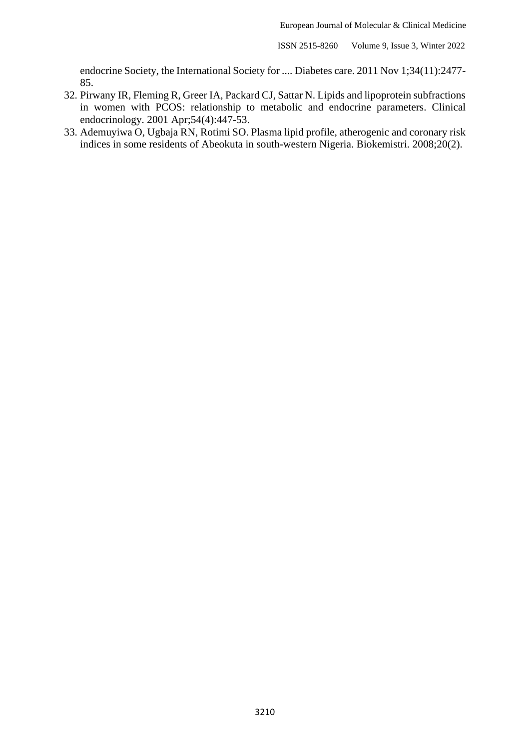endocrine Society, the International Society for .... Diabetes care. 2011 Nov 1;34(11):2477-85.

32. Pirwany IR, Fleming R, Greer IA, Packard CJ, Sattar N. Lipids and lipoprotein subfractions in women with PCOS: relationship to metabolic and endocrine parameters. Clinical endocrinology. 2001 Apr;54(4):447-53.
33. Ademuyiwa O, Ugbaja RN, Rotimi SO. Plasma lipid profile, atherogenic and coronary risk indices in some residents of Abeokuta in south-western Nigeria. Biokemistri. 2008;20(2).